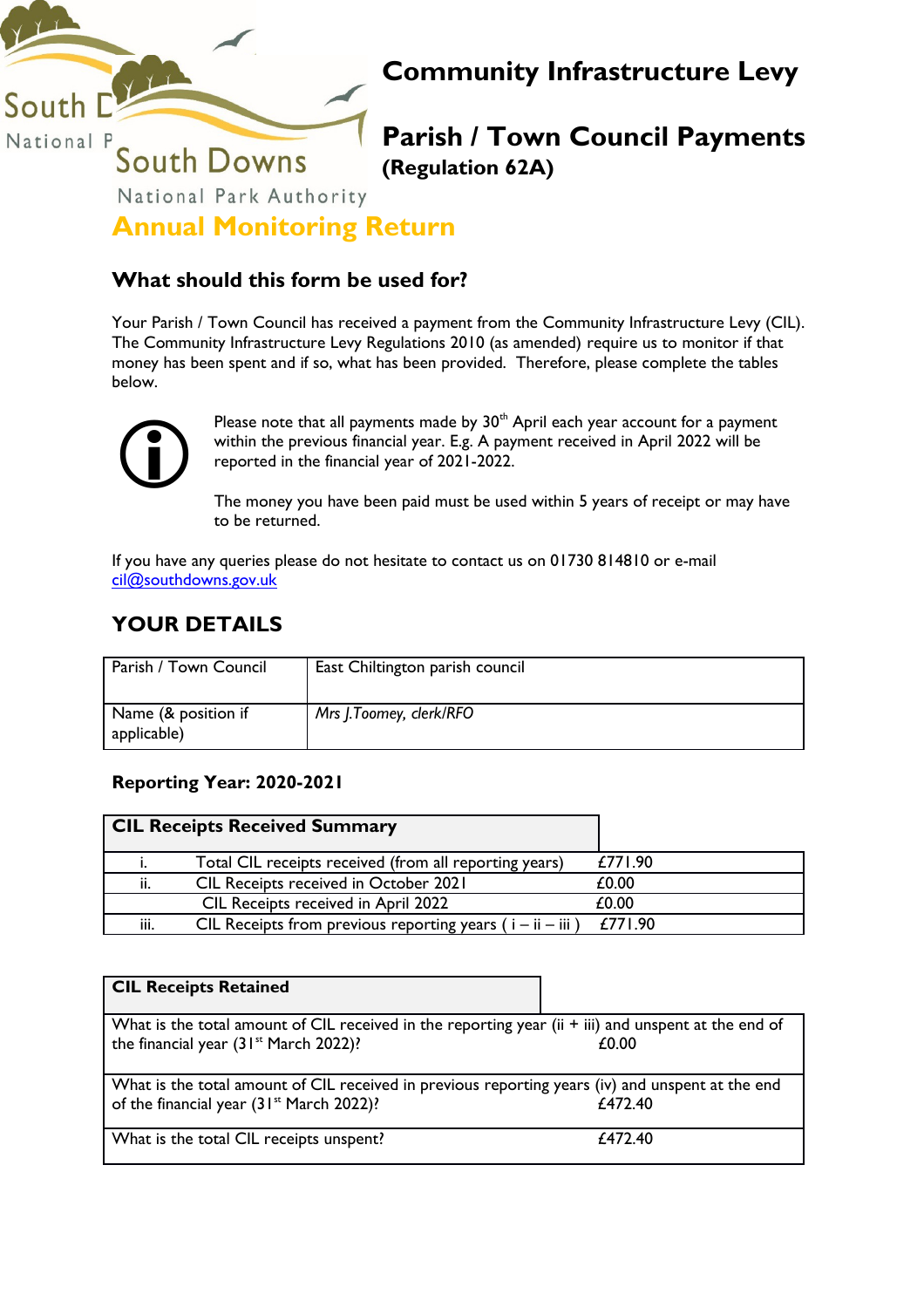South Downs National Park Authority

# Community Infrastructure Levy

# Parish / Town Council Payments

**(Regulation 62A)**

## Annual Monitoring Return

### What should this form be used for?

Your Parish / Town Council has received a payment from the Community Infrastructure Levy (CIL). The Community Infrastructure Levy Regulations 2010 (as amended) require us to monitor if that money has been spent and if so, what has been provided. Therefore, please complete the tables below.

Please note that all payments made by 30th April each year account for a payment within the previous financial year. E.g. A payment received in April 2022 will be reported in the financial year of 2021-2022.

The money you have been paid must be used within 5 years of receipt or may have to be returned.

If you have any queries please do not hesitate to contact us on 01730 814810 or e-mail cil@southdowns.gov.uk

## YOUR DETAILS

| Parish / Town Council | East Chiltington parish council |
|---|---|
| Name (& position if applicable) | *Mrs J.Toomey, clerk/RFO* |

**Reporting Year: 2020-2021**

| **CIL Receipts Received Summary** | | |
|---|---|---|
| i. | Total CIL receipts received (from all reporting years) | £771.90 |
| ii. | CIL Receipts received in October 2021 | £0.00 |
| | CIL Receipts received in April 2022 | £0.00 |
| iii. | CIL Receipts from previous reporting years ( i – ii – iii ) | £771.90 |

| **CIL Receipts Retained** | |
|---|---|
| What is the total amount of CIL received in the reporting year (ii + iii) and unspent at the end of the financial year (31st March 2022)? | £0.00 |
| What is the total amount of CIL received in previous reporting years (iv) and unspent at the end of the financial year (31st March 2022)? | £472.40 |
| What is the total CIL receipts unspent? | £472.40 |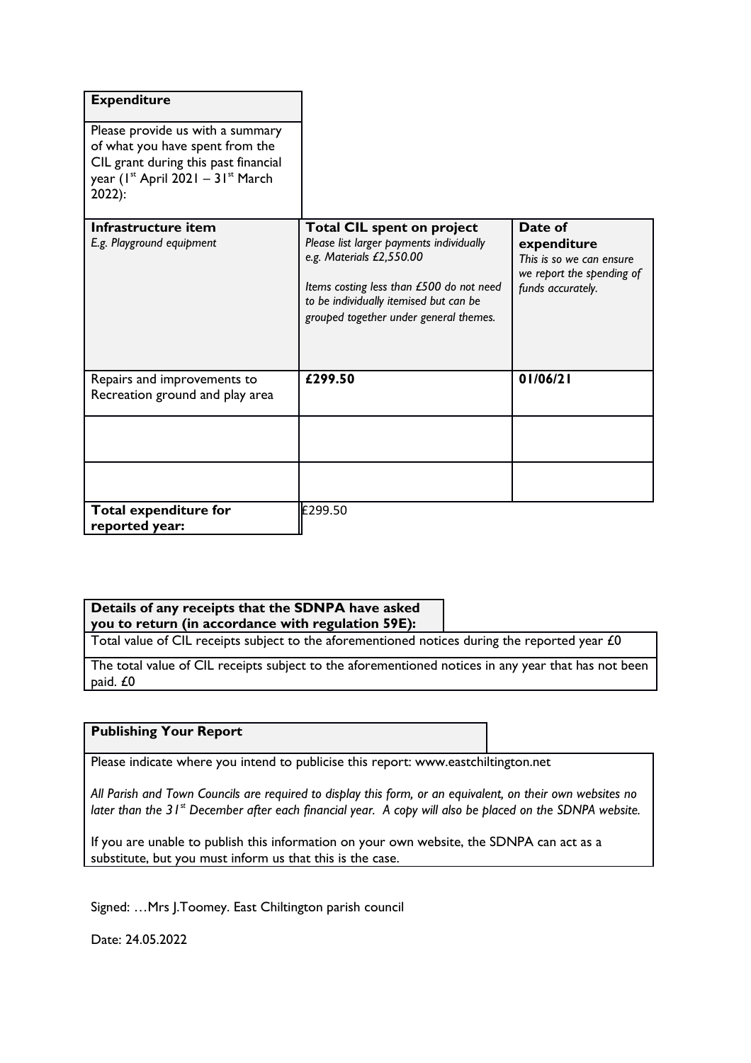| **Expenditure** | | |
|---|---|---|
| Please provide us with a summary of what you have spent from the CIL grant during this past financial year (1st April 2021 – 31st March 2022): | | |
| **Infrastructure item**<br>*E.g. Playground equipment* | **Total CIL spent on project**<br>*Please list larger payments individually e.g. Materials £2,550.00*<br><br>*Items costing less than £500 do not need to be individually itemised but can be grouped together under general themes.* | **Date of expenditure**<br>*This is so we can ensure we report the spending of funds accurately.* |
| Repairs and improvements to Recreation ground and play area | **£299.50** | **01/06/21** |
| | | |
| | | |
| **Total expenditure for reported year:** | £299.50 | |

| **Details of any receipts that the SDNPA have asked you to return (in accordance with regulation 59E):** |
|---|
| Total value of CIL receipts subject to the aforementioned notices during the reported year £0 |
| The total value of CIL receipts subject to the aforementioned notices in any year that has not been paid. £0 |

| **Publishing Your Report** |
|---|
| Please indicate where you intend to publicise this report: www.eastchiltington.net<br><br>*All Parish and Town Councils are required to display this form, or an equivalent, on their own websites no later than the 31st December after each financial year. A copy will also be placed on the SDNPA website.*<br><br>If you are unable to publish this information on your own website, the SDNPA can act as a substitute, but you must inform us that this is the case. |

Signed: …Mrs J.Toomey. East Chiltington parish council

Date: 24.05.2022